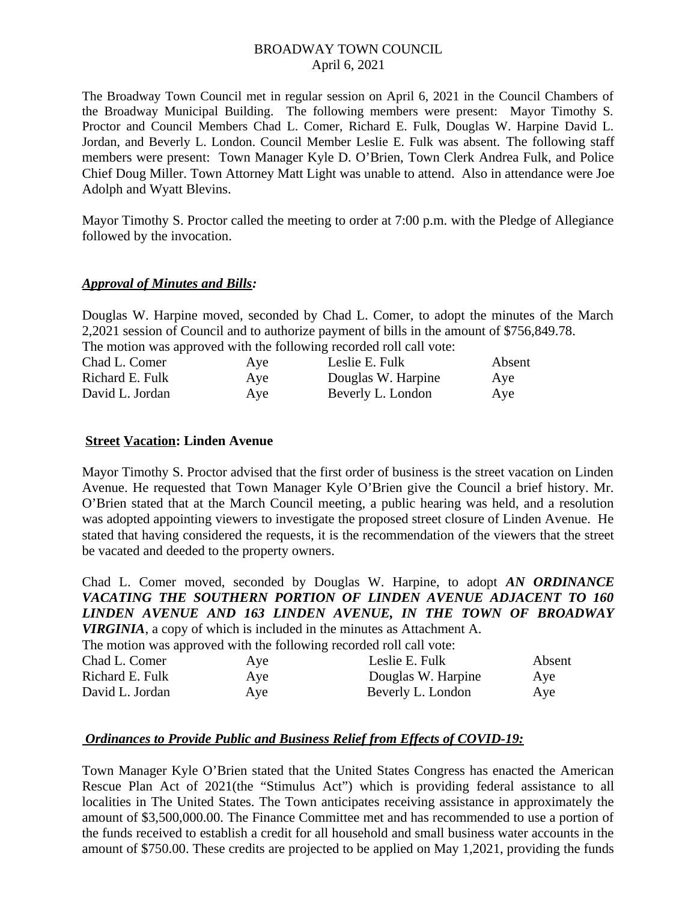BROADWAY TOWN COUNCIL
April 6, 2021

The Broadway Town Council met in regular session on April 6, 2021 in the Council Chambers of the Broadway Municipal Building. The following members were present: Mayor Timothy S. Proctor and Council Members Chad L. Comer, Richard E. Fulk, Douglas W. Harpine David L. Jordan, and Beverly L. London. Council Member Leslie E. Fulk was absent. The following staff members were present: Town Manager Kyle D. O'Brien, Town Clerk Andrea Fulk, and Police Chief Doug Miller. Town Attorney Matt Light was unable to attend. Also in attendance were Joe Adolph and Wyatt Blevins.

Mayor Timothy S. Proctor called the meeting to order at 7:00 p.m. with the Pledge of Allegiance followed by the invocation.

***Approval of Minutes and Bills:***

Douglas W. Harpine moved, seconded by Chad L. Comer, to adopt the minutes of the March 2,2021 session of Council and to authorize payment of bills in the amount of $756,849.78.
The motion was approved with the following recorded roll call vote:

| | | | |
|---|---|---|---|
| Chad L. Comer | Aye | Leslie E. Fulk | Absent |
| Richard E. Fulk | Aye | Douglas W. Harpine | Aye |
| David L. Jordan | Aye | Beverly L. London | Aye |

**Street Vacation: Linden Avenue**

Mayor Timothy S. Proctor advised that the first order of business is the street vacation on Linden Avenue. He requested that Town Manager Kyle O'Brien give the Council a brief history. Mr. O'Brien stated that at the March Council meeting, a public hearing was held, and a resolution was adopted appointing viewers to investigate the proposed street closure of Linden Avenue. He stated that having considered the requests, it is the recommendation of the viewers that the street be vacated and deeded to the property owners.

Chad L. Comer moved, seconded by Douglas W. Harpine, to adopt ***AN ORDINANCE VACATING THE SOUTHERN PORTION OF LINDEN AVENUE ADJACENT TO 160 LINDEN AVENUE AND 163 LINDEN AVENUE, IN THE TOWN OF BROADWAY VIRGINIA***, a copy of which is included in the minutes as Attachment A.
The motion was approved with the following recorded roll call vote:

| | | | |
|---|---|---|---|
| Chad L. Comer | Aye | Leslie E. Fulk | Absent |
| Richard E. Fulk | Aye | Douglas W. Harpine | Aye |
| David L. Jordan | Aye | Beverly L. London | Aye |

***Ordinances to Provide Public and Business Relief from Effects of COVID-19:***

Town Manager Kyle O'Brien stated that the United States Congress has enacted the American Rescue Plan Act of 2021(the "Stimulus Act") which is providing federal assistance to all localities in The United States. The Town anticipates receiving assistance in approximately the amount of $3,500,000.00. The Finance Committee met and has recommended to use a portion of the funds received to establish a credit for all household and small business water accounts in the amount of $750.00. These credits are projected to be applied on May 1,2021, providing the funds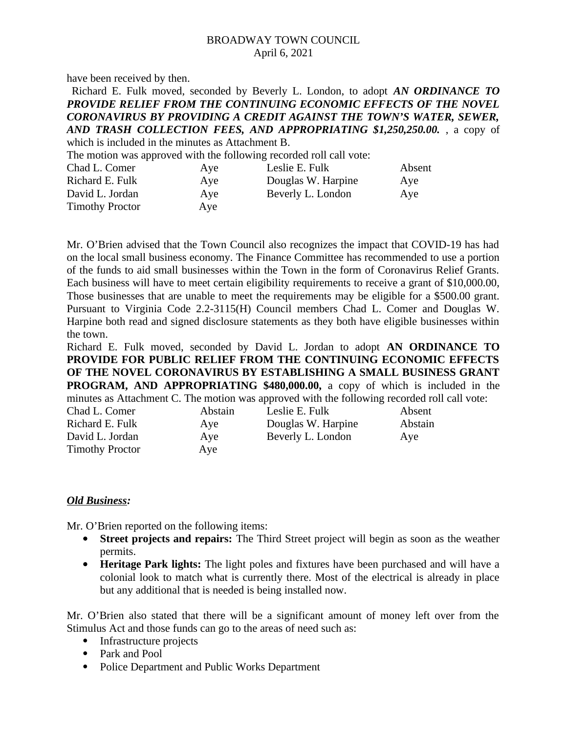have been received by then.

Richard E. Fulk moved, seconded by Beverly L. London, to adopt ***AN ORDINANCE TO PROVIDE RELIEF FROM THE CONTINUING ECONOMIC EFFECTS OF THE NOVEL CORONAVIRUS BY PROVIDING A CREDIT AGAINST THE TOWN'S WATER, SEWER, AND TRASH COLLECTION FEES, AND APPROPRIATING $1,250,250.00.*** , a copy of which is included in the minutes as Attachment B.

The motion was approved with the following recorded roll call vote:

| | | | |
|---|---|---|---|
| Chad L. Comer | Aye | Leslie E. Fulk | Absent |
| Richard E. Fulk | Aye | Douglas W. Harpine | Aye |
| David L. Jordan | Aye | Beverly L. London | Aye |
| Timothy Proctor | Aye | | |

Mr. O'Brien advised that the Town Council also recognizes the impact that COVID-19 has had on the local small business economy. The Finance Committee has recommended to use a portion of the funds to aid small businesses within the Town in the form of Coronavirus Relief Grants. Each business will have to meet certain eligibility requirements to receive a grant of $10,000.00, Those businesses that are unable to meet the requirements may be eligible for a $500.00 grant. Pursuant to Virginia Code 2.2-3115(H) Council members Chad L. Comer and Douglas W. Harpine both read and signed disclosure statements as they both have eligible businesses within the town.

Richard E. Fulk moved, seconded by David L. Jordan to adopt **AN ORDINANCE TO PROVIDE FOR PUBLIC RELIEF FROM THE CONTINUING ECONOMIC EFFECTS OF THE NOVEL CORONAVIRUS BY ESTABLISHING A SMALL BUSINESS GRANT PROGRAM, AND APPROPRIATING $480,000.00,** a copy of which is included in the minutes as Attachment C. The motion was approved with the following recorded roll call vote:

| | | | |
|---|---|---|---|
| Chad L. Comer | Abstain | Leslie E. Fulk | Absent |
| Richard E. Fulk | Aye | Douglas W. Harpine | Abstain |
| David L. Jordan | Aye | Beverly L. London | Aye |
| Timothy Proctor | Aye | | |

***Old Business:***

Mr. O'Brien reported on the following items:

- **Street projects and repairs:** The Third Street project will begin as soon as the weather permits.
- **Heritage Park lights:** The light poles and fixtures have been purchased and will have a colonial look to match what is currently there. Most of the electrical is already in place but any additional that is needed is being installed now.

Mr. O'Brien also stated that there will be a significant amount of money left over from the Stimulus Act and those funds can go to the areas of need such as:

- Infrastructure projects
- Park and Pool
- Police Department and Public Works Department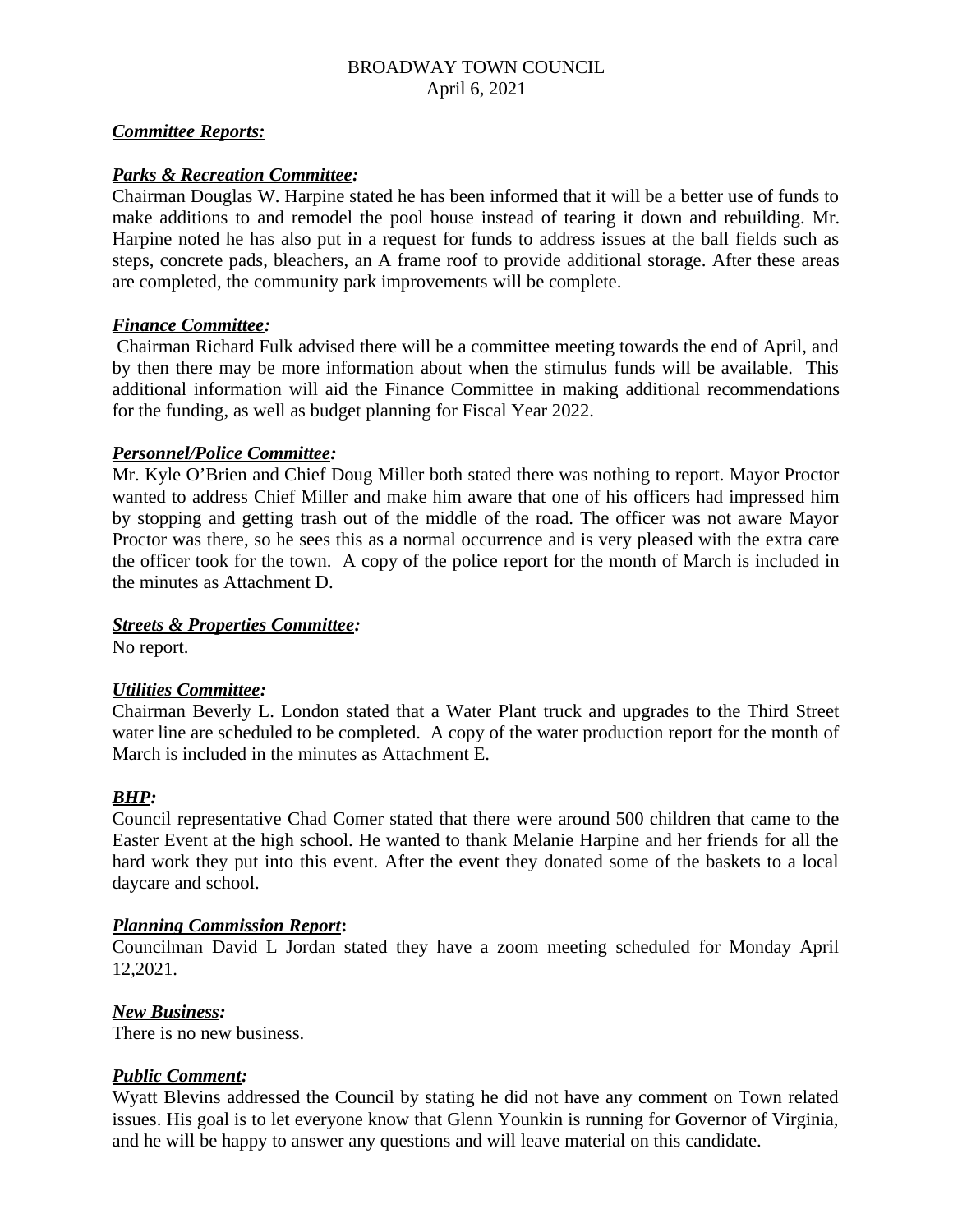BROADWAY TOWN COUNCIL
April 6, 2021

***Committee Reports:***

***Parks & Recreation Committee:***
Chairman Douglas W. Harpine stated he has been informed that it will be a better use of funds to make additions to and remodel the pool house instead of tearing it down and rebuilding. Mr. Harpine noted he has also put in a request for funds to address issues at the ball fields such as steps, concrete pads, bleachers, an A frame roof to provide additional storage. After these areas are completed, the community park improvements will be complete.

***Finance Committee:***
Chairman Richard Fulk advised there will be a committee meeting towards the end of April, and by then there may be more information about when the stimulus funds will be available. This additional information will aid the Finance Committee in making additional recommendations for the funding, as well as budget planning for Fiscal Year 2022.

***Personnel/Police Committee:***
Mr. Kyle O'Brien and Chief Doug Miller both stated there was nothing to report. Mayor Proctor wanted to address Chief Miller and make him aware that one of his officers had impressed him by stopping and getting trash out of the middle of the road. The officer was not aware Mayor Proctor was there, so he sees this as a normal occurrence and is very pleased with the extra care the officer took for the town. A copy of the police report for the month of March is included in the minutes as Attachment D.

***Streets & Properties Committee:***
No report.

***Utilities Committee:***
Chairman Beverly L. London stated that a Water Plant truck and upgrades to the Third Street water line are scheduled to be completed. A copy of the water production report for the month of March is included in the minutes as Attachment E.

***BHP:***
Council representative Chad Comer stated that there were around 500 children that came to the Easter Event at the high school. He wanted to thank Melanie Harpine and her friends for all the hard work they put into this event. After the event they donated some of the baskets to a local daycare and school.

***Planning Commission Report*:**
Councilman David L Jordan stated they have a zoom meeting scheduled for Monday April 12,2021.

***New Business:***
There is no new business.

***Public Comment:***
Wyatt Blevins addressed the Council by stating he did not have any comment on Town related issues. His goal is to let everyone know that Glenn Younkin is running for Governor of Virginia, and he will be happy to answer any questions and will leave material on this candidate.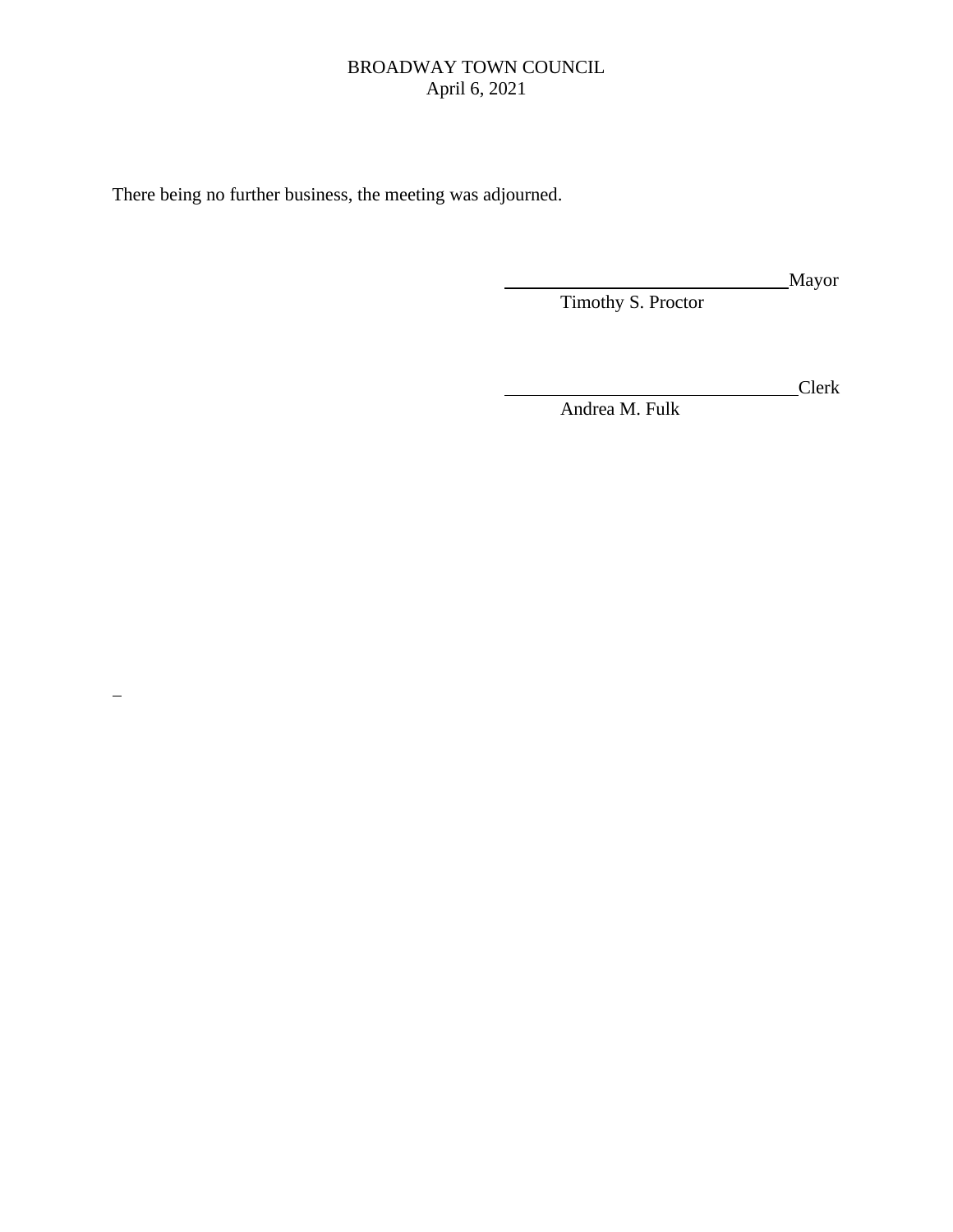There being no further business, the meeting was adjourned.

\_\_\_\_\_\_\_\_\_\_\_\_\_\_\_\_\_\_\_\_\_\_\_\_\_\_\_\_\_\_\_\_Mayor
Timothy S. Proctor

\_\_\_\_\_\_\_\_\_\_\_\_\_\_\_\_\_\_\_\_\_\_\_\_\_\_\_\_\_\_\_\_Clerk
Andrea M. Fulk